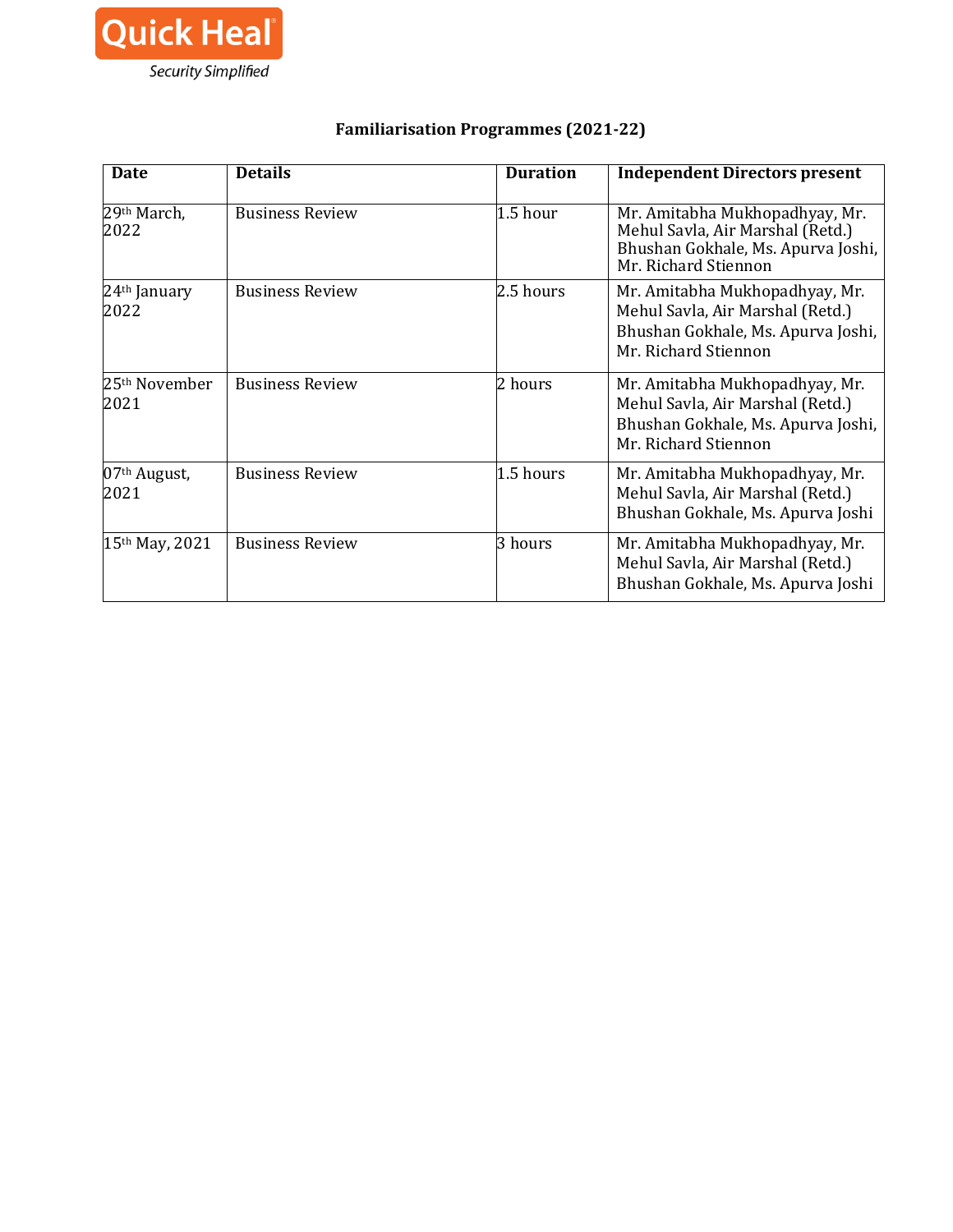Quick Heal
Security Simplified

# Familiarisation Programmes (2021-22)

| Date | Details | Duration | Independent Directors present |
|---|---|---|---|
| 29th March, 2022 | Business Review | 1.5 hour | Mr. Amitabha Mukhopadhyay, Mr. Mehul Savla, Air Marshal (Retd.) Bhushan Gokhale, Ms. Apurva Joshi, Mr. Richard Stiennon |
| 24th January 2022 | Business Review | 2.5 hours | Mr. Amitabha Mukhopadhyay, Mr. Mehul Savla, Air Marshal (Retd.) Bhushan Gokhale, Ms. Apurva Joshi, Mr. Richard Stiennon |
| 25th November 2021 | Business Review | 2 hours | Mr. Amitabha Mukhopadhyay, Mr. Mehul Savla, Air Marshal (Retd.) Bhushan Gokhale, Ms. Apurva Joshi, Mr. Richard Stiennon |
| 07th August, 2021 | Business Review | 1.5 hours | Mr. Amitabha Mukhopadhyay, Mr. Mehul Savla, Air Marshal (Retd.) Bhushan Gokhale, Ms. Apurva Joshi |
| 15th May, 2021 | Business Review | 3 hours | Mr. Amitabha Mukhopadhyay, Mr. Mehul Savla, Air Marshal (Retd.) Bhushan Gokhale, Ms. Apurva Joshi |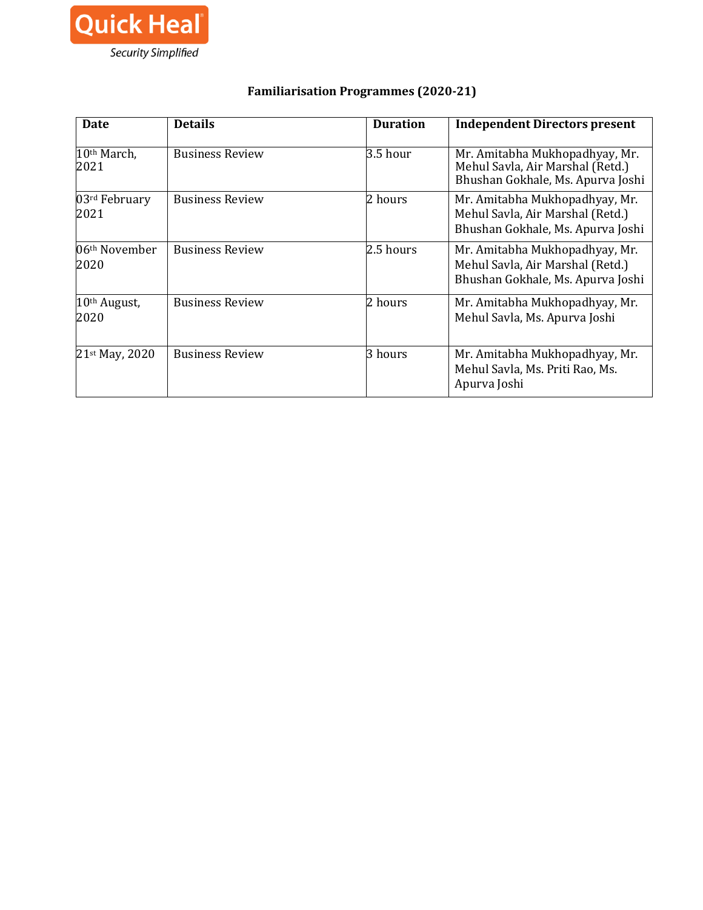Quick Heal
Security Simplified

**Familiarisation Programmes (2020-21)**

| Date | Details | Duration | Independent Directors present |
|---|---|---|---|
| 10th March, 2021 | Business Review | 3.5 hour | Mr. Amitabha Mukhopadhyay, Mr. Mehul Savla, Air Marshal (Retd.) Bhushan Gokhale, Ms. Apurva Joshi |
| 03rd February 2021 | Business Review | 2 hours | Mr. Amitabha Mukhopadhyay, Mr. Mehul Savla, Air Marshal (Retd.) Bhushan Gokhale, Ms. Apurva Joshi |
| 06th November 2020 | Business Review | 2.5 hours | Mr. Amitabha Mukhopadhyay, Mr. Mehul Savla, Air Marshal (Retd.) Bhushan Gokhale, Ms. Apurva Joshi |
| 10th August, 2020 | Business Review | 2 hours | Mr. Amitabha Mukhopadhyay, Mr. Mehul Savla, Ms. Apurva Joshi |
| 21st May, 2020 | Business Review | 3 hours | Mr. Amitabha Mukhopadhyay, Mr. Mehul Savla, Ms. Priti Rao, Ms. Apurva Joshi |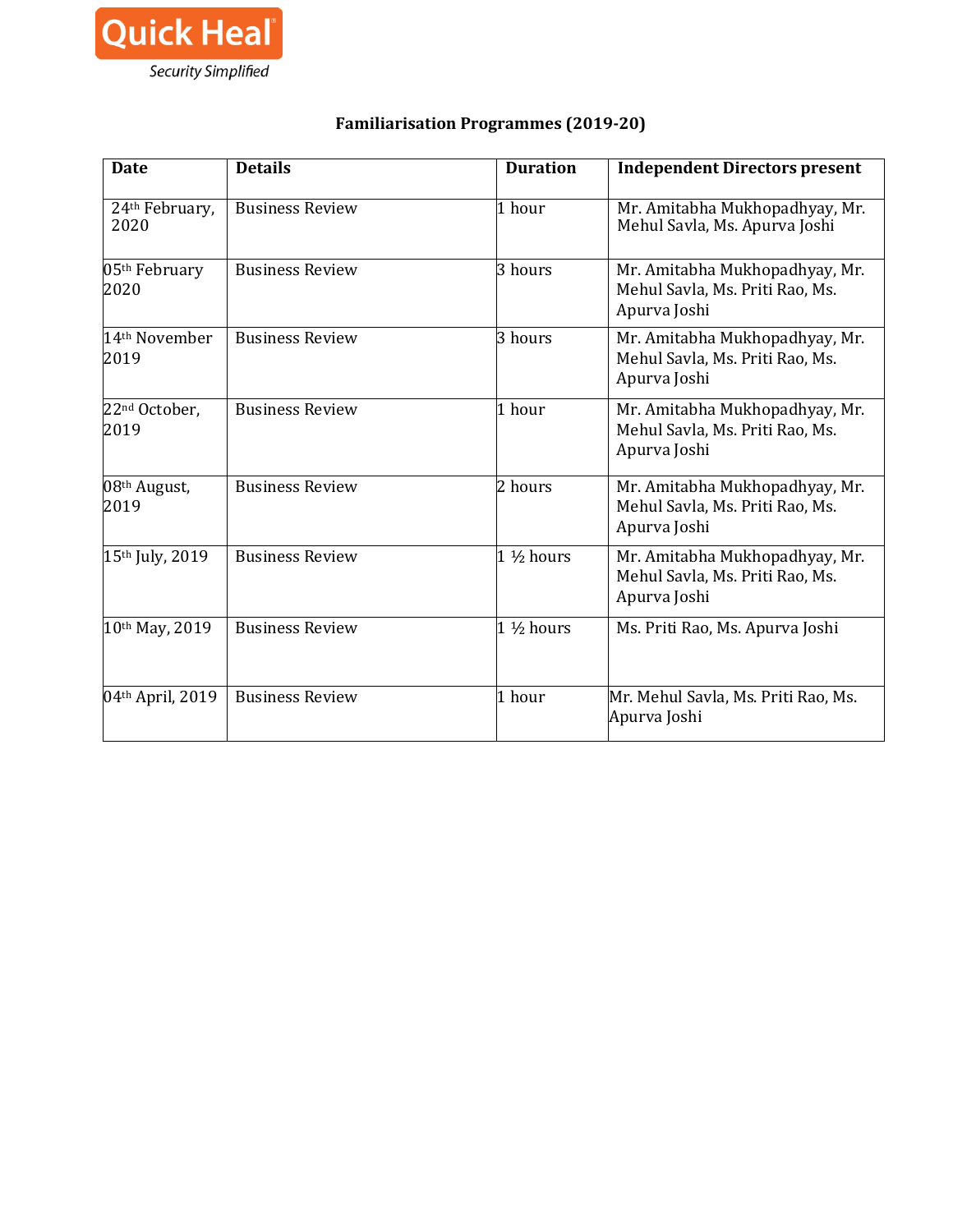Quick Heal

Security Simplified

### Familiarisation Programmes (2019-20)

| Date | Details | Duration | Independent Directors present |
|---|---|---|---|
| 24th February, 2020 | Business Review | 1 hour | Mr. Amitabha Mukhopadhyay, Mr. Mehul Savla, Ms. Apurva Joshi |
| 05th February 2020 | Business Review | 3 hours | Mr. Amitabha Mukhopadhyay, Mr. Mehul Savla, Ms. Priti Rao, Ms. Apurva Joshi |
| 14th November 2019 | Business Review | 3 hours | Mr. Amitabha Mukhopadhyay, Mr. Mehul Savla, Ms. Priti Rao, Ms. Apurva Joshi |
| 22nd October, 2019 | Business Review | 1 hour | Mr. Amitabha Mukhopadhyay, Mr. Mehul Savla, Ms. Priti Rao, Ms. Apurva Joshi |
| 08th August, 2019 | Business Review | 2 hours | Mr. Amitabha Mukhopadhyay, Mr. Mehul Savla, Ms. Priti Rao, Ms. Apurva Joshi |
| 15th July, 2019 | Business Review | 1 ½ hours | Mr. Amitabha Mukhopadhyay, Mr. Mehul Savla, Ms. Priti Rao, Ms. Apurva Joshi |
| 10th May, 2019 | Business Review | 1 ½ hours | Ms. Priti Rao, Ms. Apurva Joshi |
| 04th April, 2019 | Business Review | 1 hour | Mr. Mehul Savla, Ms. Priti Rao, Ms. Apurva Joshi |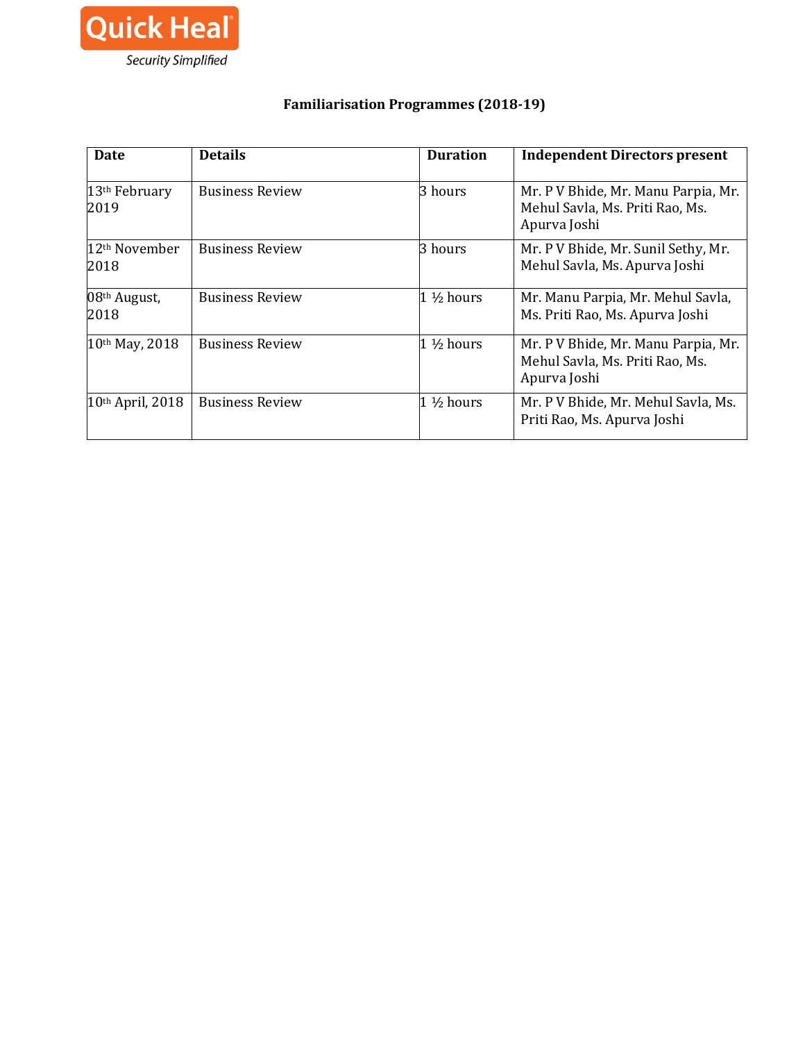Quick Heal
Security Simplified

# Familiarisation Programmes (2018-19)

| Date | Details | Duration | Independent Directors present |
|---|---|---|---|
| 13th February 2019 | Business Review | 3 hours | Mr. P V Bhide, Mr. Manu Parpia, Mr. Mehul Savla, Ms. Priti Rao, Ms. Apurva Joshi |
| 12th November 2018 | Business Review | 3 hours | Mr. P V Bhide, Mr. Sunil Sethy, Mr. Mehul Savla, Ms. Apurva Joshi |
| 08th August, 2018 | Business Review | 1 ½ hours | Mr. Manu Parpia, Mr. Mehul Savla, Ms. Priti Rao, Ms. Apurva Joshi |
| 10th May, 2018 | Business Review | 1 ½ hours | Mr. P V Bhide, Mr. Manu Parpia, Mr. Mehul Savla, Ms. Priti Rao, Ms. Apurva Joshi |
| 10th April, 2018 | Business Review | 1 ½ hours | Mr. P V Bhide, Mr. Mehul Savla, Ms. Priti Rao, Ms. Apurva Joshi |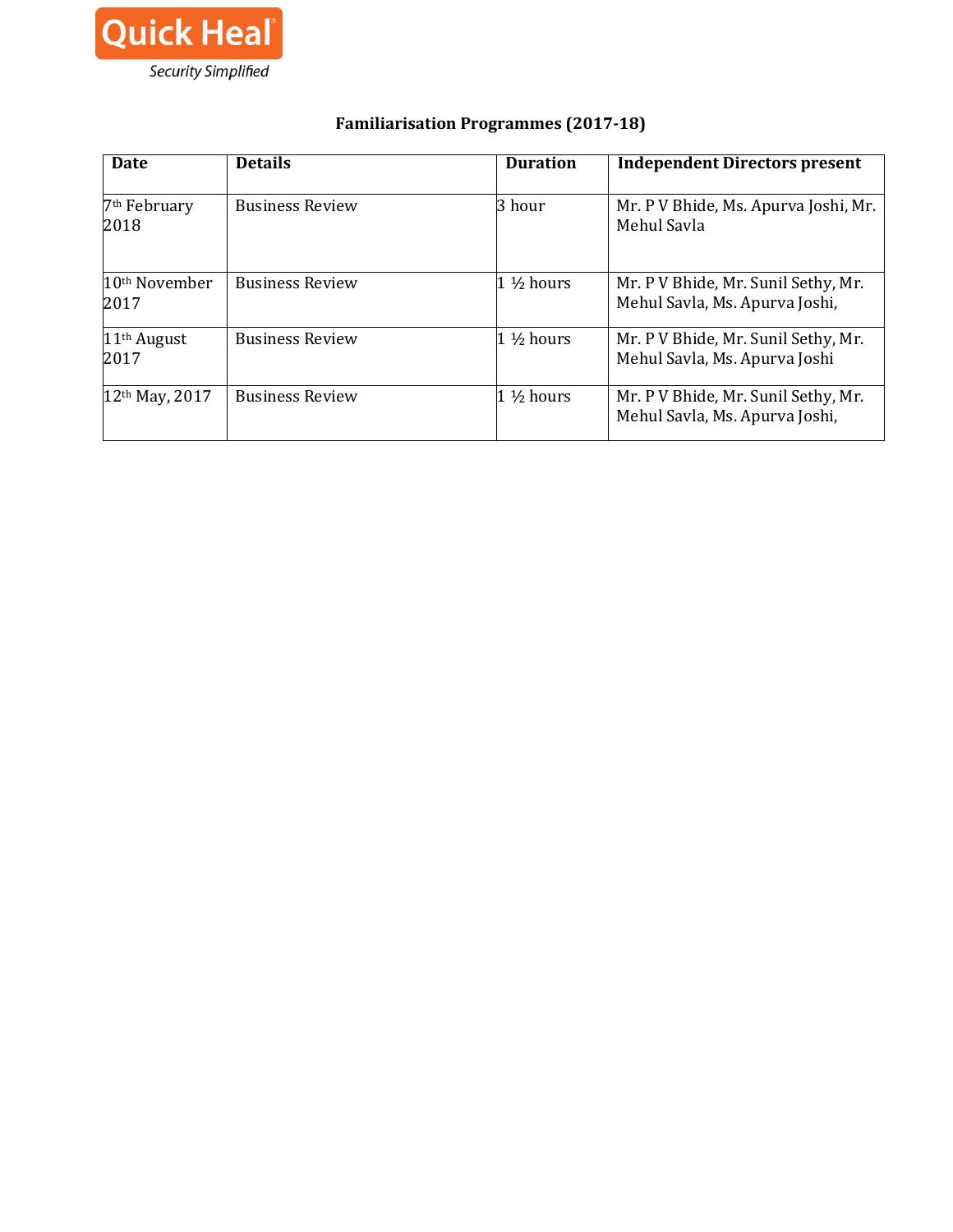Quick Heal

Security Simplified

## Familiarisation Programmes (2017-18)

| Date | Details | Duration | Independent Directors present |
|---|---|---|---|
| 7th February 2018 | Business Review | 3 hour | Mr. P V Bhide, Ms. Apurva Joshi, Mr. Mehul Savla |
| 10th November 2017 | Business Review | 1 ½ hours | Mr. P V Bhide, Mr. Sunil Sethy, Mr. Mehul Savla, Ms. Apurva Joshi, |
| 11th August 2017 | Business Review | 1 ½ hours | Mr. P V Bhide, Mr. Sunil Sethy, Mr. Mehul Savla, Ms. Apurva Joshi |
| 12th May, 2017 | Business Review | 1 ½ hours | Mr. P V Bhide, Mr. Sunil Sethy, Mr. Mehul Savla, Ms. Apurva Joshi, |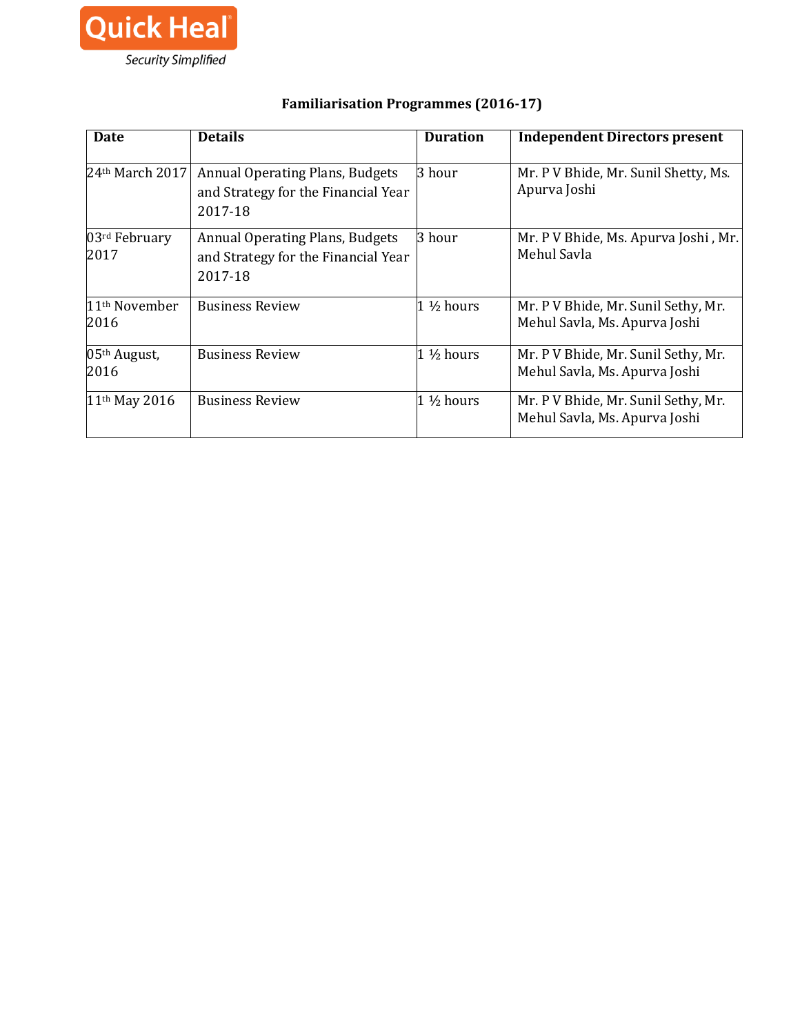Quick Heal

Security Simplified

**Familiarisation Programmes (2016-17)**

| Date | Details | Duration | Independent Directors present |
|---|---|---|---|
| 24th March 2017 | Annual Operating Plans, Budgets and Strategy for the Financial Year 2017-18 | 3 hour | Mr. P V Bhide, Mr. Sunil Shetty, Ms. Apurva Joshi |
| 03rd February 2017 | Annual Operating Plans, Budgets and Strategy for the Financial Year 2017-18 | 3 hour | Mr. P V Bhide, Ms. Apurva Joshi , Mr. Mehul Savla |
| 11th November 2016 | Business Review | 1 ½ hours | Mr. P V Bhide, Mr. Sunil Sethy, Mr. Mehul Savla, Ms. Apurva Joshi |
| 05th August, 2016 | Business Review | 1 ½ hours | Mr. P V Bhide, Mr. Sunil Sethy, Mr. Mehul Savla, Ms. Apurva Joshi |
| 11th May 2016 | Business Review | 1 ½ hours | Mr. P V Bhide, Mr. Sunil Sethy, Mr. Mehul Savla, Ms. Apurva Joshi |